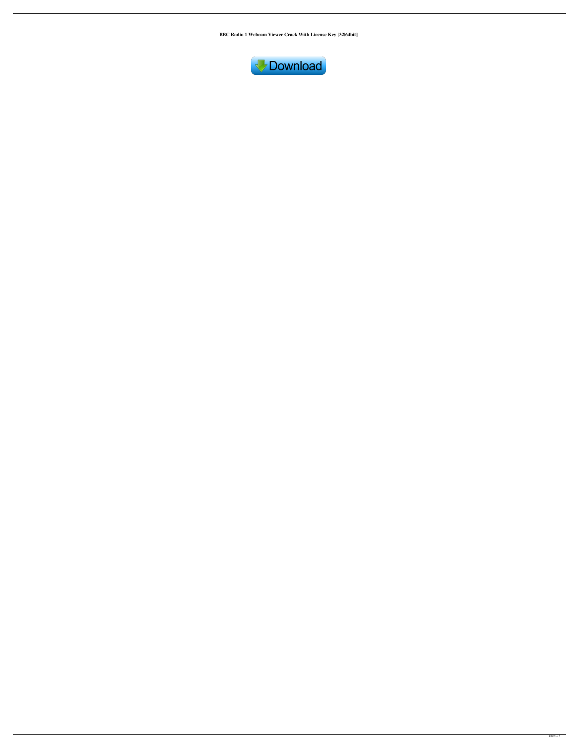**BBC Radio 1 Webcam Viewer Crack With License Key [32|64bit]**

Download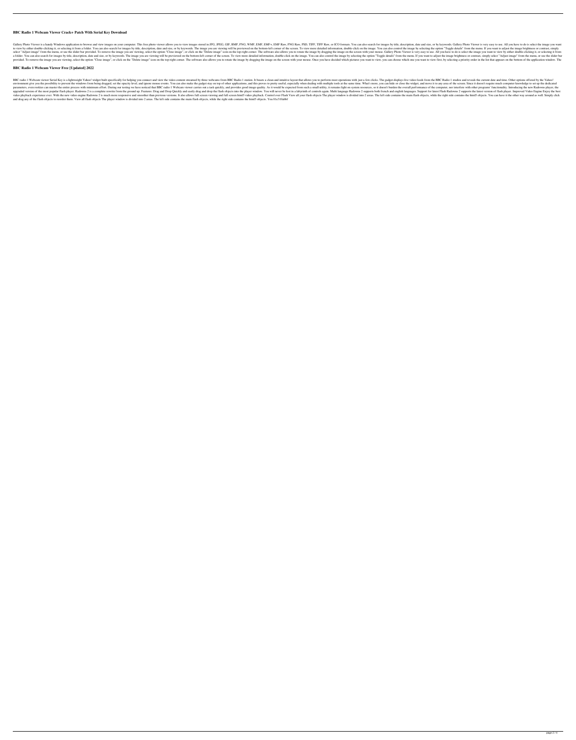# BBC Radio 1 Webcam Viewer Crack+ Patch With Serial Key Download

Gallery Photo Viewer is a handy Windows application to browse and view images on your computer. This free photo viewer allows you to view images stored in JPG, JPEG, GIF, BMP, PNG, WMF, EMF, EMF+, EMF Raw, PNG Raw, PSD, TIFF, TIFF Raw, or ICO formats. You can also search for images by title, description, date and size, or by keywords. Gallery Photo Viewer is very easy to use. All you have to do is select the image you want to view by either double-clicking it, or selecting it from a folder. You can also search for images by title, description, date and size, or by keywords. The image you are viewing will be previewed on the bottom-left corner of the screen. To view more detailed information, double-click on the image. You can also control the image by selecting the option "Toggle details" from the menu. If you want to adjust the image brightness or contrast, simply select "Adjust image" from the menu, or use the slider bar provided. To remove the image you are viewing, select the option "Close image", or click on the "Delete image" icon on the top-right corner. The software also allows you to rotate the image by dragging the image on the screen with your mouse. Gallery Photo Viewer is very easy to use. All you have to do is select the image you want to view by either double-clicking it, or selecting it from a folder. You can also search for images by title, description, date and size, or by keywords. The image you are viewing will be previewed on the bottom-left corner of the screen. To view more detailed information, double-click on the image. You can also control the image by selecting the option "Toggle details" from the menu. If you want to adjust the image brightness or contrast, simply select "Adjust image" from the menu, or use the slider bar provided. To remove the image you are viewing, select the option "Close image", or click on the "Delete image" icon on the top-right corner. The software also allows you to rotate the image by dragging the image on the screen with your mouse. Once you have decided which pictures you want to view, you can choose which one you want to view first, by selecting a priority order in the list that appears on the bottom of the application window. The

## BBC Radio 1 Webcam Viewer Free [Updated] 2022

BBC radio 1 Webcam viewer Serial Key is a lightweight Yahoo! widget built specifically for helping you connect and view the video content streamed by three webcams from BBC Radio 1 station. It boasts a clean and intuitive layout that allows you to perform most operations with just a few clicks. The gadget displays live video feeds from the BBC Radio 1 studios and reveals the current date and time. Other options offered by the Yahoo! environment give you the possibility to prevent the windows from being dragged, set the opacity level, and ignore mouse events. You can also make the gadget stay on top of other applications, and this proves to pretty useful, especially when dealing with multiple tools at the same time. What's more, you can hide or close the widget, and move it to any area of the screen. Since it doesn't require much computer knowledge to set up the dedicated parameters, even rookies can master the entire process with minimum effort. During our testing we have noticed that BBC radio 1 Webcam viewer carries out a task quickly, and provides good image quality. As it would be expected from such a small utility, it remains light on system resources, so it doesn't burden the overall performance of the computer, nor interfere with other programs' functionality. Introducing the new Radowns player, the upgraded version of the most popular flash player. Radowns 2 is a complete rewrite from the ground up. Features: Drag and Drop Quickly and easily drag and drop the flash objects into the player window. You will never be lost in a labyrinth of controls again. Multi language Radowns 2 supports both french and english languages. Support for latest Flash Radowns 2 supports the latest version of flash player. Improved Video Engine Enjoy the best video playback experience ever. With the new video engine Radowns 2 is much more responsive and smoother than previous versions. It also allows full screen viewing and full screen html5 video playback. Control over Flash View all your flash objects The player window is divided into 2 areas. The left side contains the main flash objects, while the right side contains the html5 objects. You can have it the other way around as well. Simply click and drag any of the flash objects to reorder them. View all flash objects The player window is divided into 2 areas. The left side contains the main flash objects, while the right side contains the html5 objects. You 81e310abbf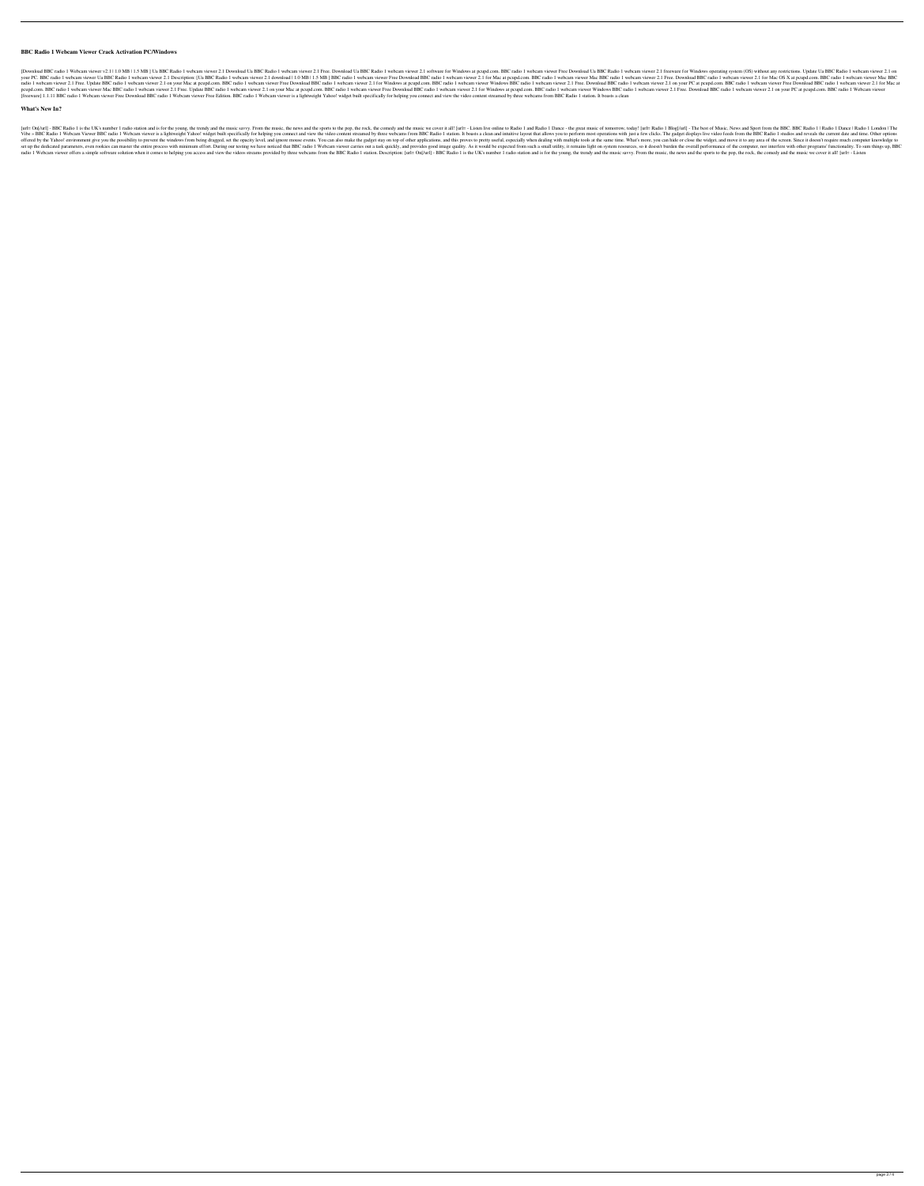## BBC Radio 1 Webcam Viewer Crack Activation PC/Windows

[Download BBC radio 1 Webcam viewer v2.1 | 1.0 MB | 1.5 MB ] Ua BBC Radio 1 webcam viewer 2.1 Download Ua BBC Radio 1 webcam viewer 2.1 Free. Download Ua BBC Radio 1 webcam viewer 2.1 software for Windows at pcupd.com. BBC radio 1 webcam viewer Free Download Ua BBC Radio 1 webcam viewer 2.1 freeware for Windows operating system (OS) without any restrictions. Update Ua BBC Radio 1 webcam viewer 2.1 on your PC. BBC radio 1 webcam viewer Ua BBC Radio 1 webcam viewer 2.1 Description: [Ua BBC Radio 1 webcam viewer 2.1 download | 1.0 MB | 1.5 MB ] BBC radio 1 webcam viewer Free Download BBC radio 1 webcam viewer 2.1 for Mac at pcupd.com. BBC radio 1 webcam viewer Mac BBC radio 1 webcam viewer 2.1 Free. Download BBC radio 1 webcam viewer 2.1 for Mac OS X at pcupd.com. BBC radio 1 webcam viewer Mac BBC radio 1 webcam viewer 2.1 Free. Update BBC radio 1 webcam viewer 2.1 on your Mac at pcupd.com. BBC radio 1 webcam viewer Free Download BBC radio 1 webcam viewer 2.1 for Windows at pcupd.com. BBC radio 1 webcam viewer Windows BBC radio 1 webcam viewer 2.1 Free. Download BBC radio 1 webcam viewer 2.1 on your PC at pcupd.com. BBC radio 1 webcam viewer Free Download BBC radio 1 webcam viewer 2.1 for Mac at pcupd.com. BBC radio 1 webcam viewer Mac BBC radio 1 webcam viewer 2.1 Free. Update BBC radio 1 webcam viewer 2.1 on your Mac at pcupd.com. BBC radio 1 webcam viewer Free Download BBC radio 1 webcam viewer 2.1 for Windows at pcupd.com. BBC radio 1 webcam viewer Windows BBC radio 1 webcam viewer 2.1 Free. Download BBC radio 1 webcam viewer 2.1 on your PC at pcupd.com. BBC radio 1 Webcam viewer [freeware] 1.1.11 BBC radio 1 Webcam viewer Free Download BBC radio 1 Webcam viewer Free Edition. BBC radio 1 Webcam viewer is a lightweight Yahoo! widget built specifically for helping you connect and view the video content streamed by three webcams from BBC Radio 1 station. It boasts a clean

## What's New In?

[url= On[/url] - BBC Radio 1 is the UK's number 1 radio station and is for the young, the trendy and the music savvy. From the music, the news and the sports to the pop, the rock, the comedy and the music we cover it all! [url= - Listen live online to Radio 1 and Radio 1 Dance - the great music of tomorrow, today! [url= Radio 1 Blog[/url] - The best of Music, News and Sport from the BBC. BBC Radio 1 | Radio 1 Dance | Radio 1 London | The Vibe » BBC Radio 1 Webcam Viewer BBC radio 1 Webcam viewer is a lightweight Yahoo! widget built specifically for helping you connect and view the video content streamed by three webcams from BBC Radio 1 station. It boasts a clean and intuitive layout that allows you to perform most operations with just a few clicks. The gadget displays live video feeds from the BBC Radio 1 studios and reveals the current date and time. Other options offered by the Yahoo! environment give you the possibility to prevent the windows from being dragged, set the opacity level, and ignore mouse events. You can also make the gadget stay on top of other applications, and this proves to pretty useful, especially when dealing with multiple tools at the same time. What's more, you can hide or close the widget, and move it to any area of the screen. Since it doesn't require much computer knowledge to set up the dedicated parameters, even rookies can master the entire process with minimum effort. During our testing we have noticed that BBC radio 1 Webcam viewer carries out a task quickly, and provides good image quality. As it would be expected from such a small utility, it remains light on system resources, so it doesn't burden the overall performance of the computer, nor interfere with other programs' functionality. To sum things up, BBC radio 1 Webcam viewer offers a simple software solution when it comes to helping you access and view the videos streams provided by three webcams from the BBC Radio 1 station. Description: [url= On[/url] - BBC Radio 1 is the UK's number 1 radio station and is for the young, the trendy and the music savvy. From the music, the news and the sports to the pop, the rock, the comedy and the music we cover it all! [url= - Listen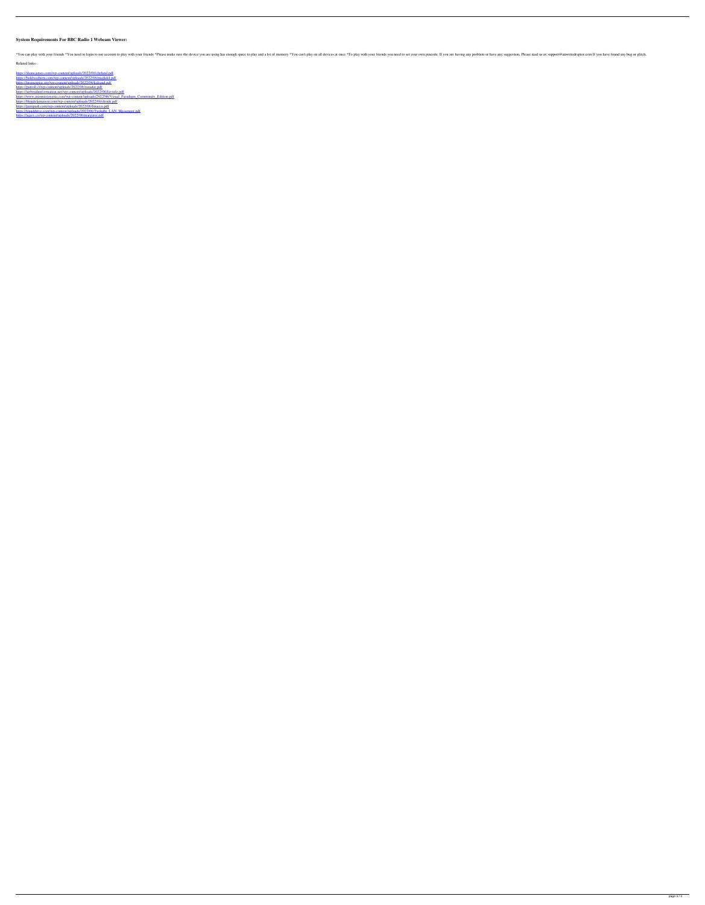**System Requirements For BBC Radio 1 Webcam Viewer:**

*You can play with your friends *You need to login to our account to play with your friends *Please make sure the device you are using has enough space to play and a lot of memory *You can't play on all devices at once *To play with your friends you need to set your own pincode. If you are having any problem or have any suggestion, Please mail us at: support@unwittedraptor.com If you have found any bug or glitch,

Related links:

https://shanajames.com/wp-content/uploads/2022/06/chrharl.pdf
https://boldwasborn.com/wp-content/uploads/2022/06/medidel.pdf
https://imaginacolas.org/wp-content/uploads/2022/06/halsand.pdf
https://pazrolf.cl/wp-content/uploads/2022/06/roradon.pdf
https://airbrushinformation.net/wp-content/uploads/2022/06/faverle.pdf
https://www.miomiojoyeria.com/wp-content/uploads/2022/06/Visual_Paradigm_Community_Edition.pdf
https://blogdelamaison.com/wp-content/uploads/2022/06/dirnik.pdf
https://parsprudi.com/wp-content/uploads/2022/06/brnaccs.pdf
https://branddrive.com/wp-content/uploads/2022/06/Twilight_LAN_Messenger.pdf
https://agary.co/wp-content/uploads/2022/06/margpet.pdf